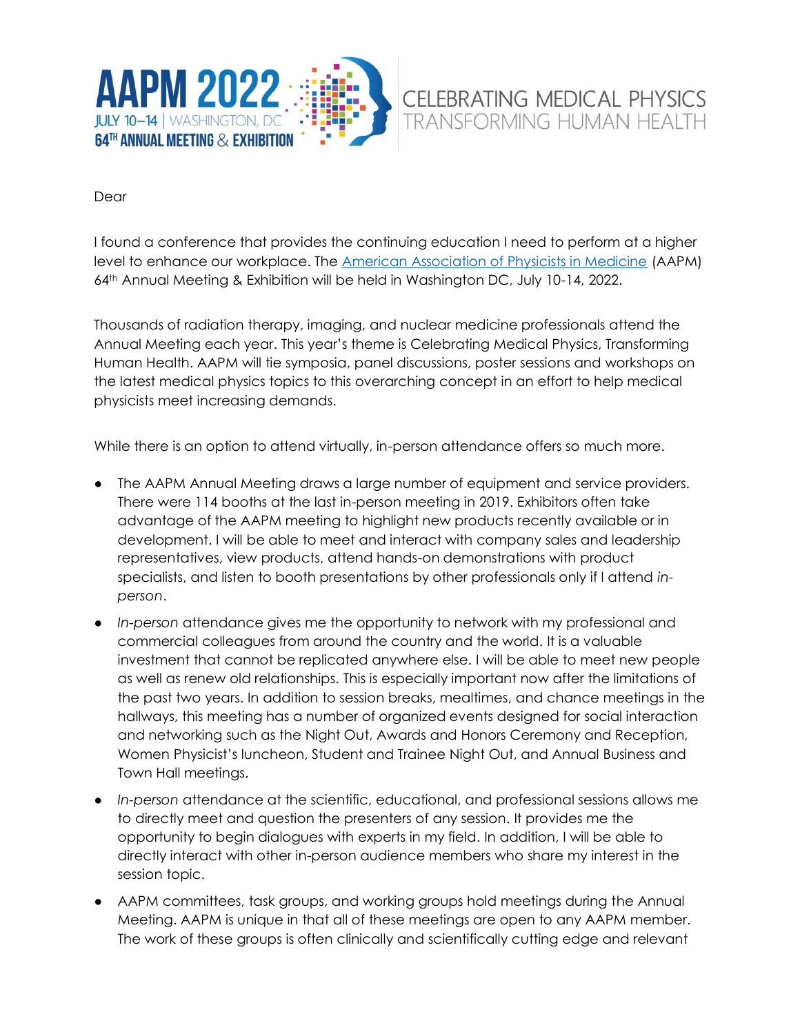**AAPM 2022**
JULY 10–14 | WASHINGTON, DC
**64TH ANNUAL MEETING & EXHIBITION**

CELEBRATING MEDICAL PHYSICS
TRANSFORMING HUMAN HEALTH

Dear

I found a conference that provides the continuing education I need to perform at a higher level to enhance our workplace. The [American Association of Physicists in Medicine](#) (AAPM) 64th Annual Meeting & Exhibition will be held in Washington DC, July 10-14, 2022.

Thousands of radiation therapy, imaging, and nuclear medicine professionals attend the Annual Meeting each year. This year's theme is Celebrating Medical Physics, Transforming Human Health. AAPM will tie symposia, panel discussions, poster sessions and workshops on the latest medical physics topics to this overarching concept in an effort to help medical physicists meet increasing demands.

While there is an option to attend virtually, in-person attendance offers so much more.

- The AAPM Annual Meeting draws a large number of equipment and service providers. There were 114 booths at the last in-person meeting in 2019. Exhibitors often take advantage of the AAPM meeting to highlight new products recently available or in development. I will be able to meet and interact with company sales and leadership representatives, view products, attend hands-on demonstrations with product specialists, and listen to booth presentations by other professionals only if I attend *in-person*.
- *In-person* attendance gives me the opportunity to network with my professional and commercial colleagues from around the country and the world. It is a valuable investment that cannot be replicated anywhere else. I will be able to meet new people as well as renew old relationships. This is especially important now after the limitations of the past two years. In addition to session breaks, mealtimes, and chance meetings in the hallways, this meeting has a number of organized events designed for social interaction and networking such as the Night Out, Awards and Honors Ceremony and Reception, Women Physicist's luncheon, Student and Trainee Night Out, and Annual Business and Town Hall meetings.
- *In-person* attendance at the scientific, educational, and professional sessions allows me to directly meet and question the presenters of any session. It provides me the opportunity to begin dialogues with experts in my field. In addition, I will be able to directly interact with other in-person audience members who share my interest in the session topic.
- AAPM committees, task groups, and working groups hold meetings during the Annual Meeting. AAPM is unique in that all of these meetings are open to any AAPM member. The work of these groups is often clinically and scientifically cutting edge and relevant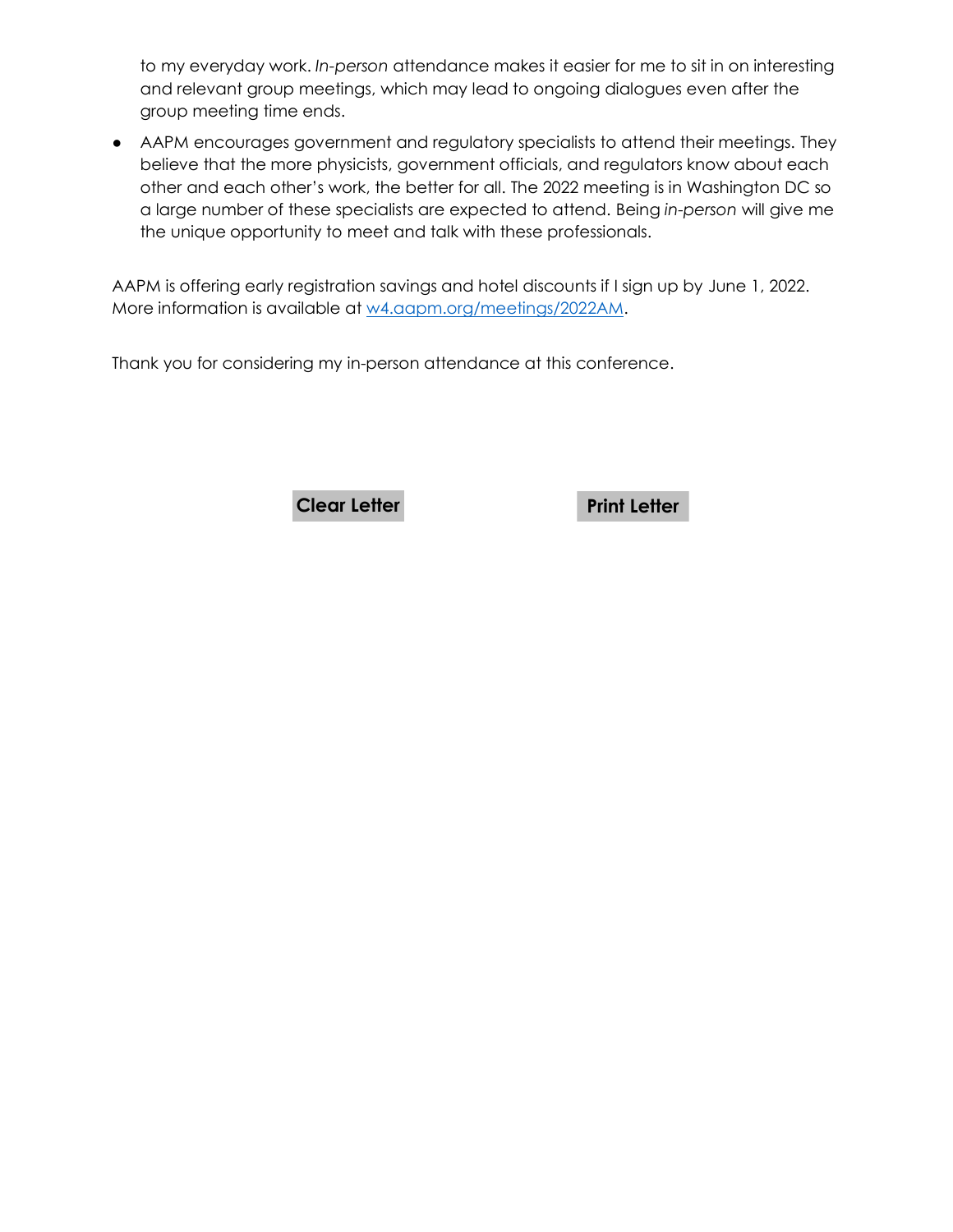to my everyday work. *In-person* attendance makes it easier for me to sit in on interesting and relevant group meetings, which may lead to ongoing dialogues even after the group meeting time ends.

- AAPM encourages government and regulatory specialists to attend their meetings. They believe that the more physicists, government officials, and regulators know about each other and each other's work, the better for all. The 2022 meeting is in Washington DC so a large number of these specialists are expected to attend. Being *in-person* will give me the unique opportunity to meet and talk with these professionals.

AAPM is offering early registration savings and hotel discounts if I sign up by June 1, 2022. More information is available at [w4.aapm.org/meetings/2022AM](w4.aapm.org/meetings/2022AM).

Thank you for considering my in-person attendance at this conference.

**Clear Letter** **Print Letter**